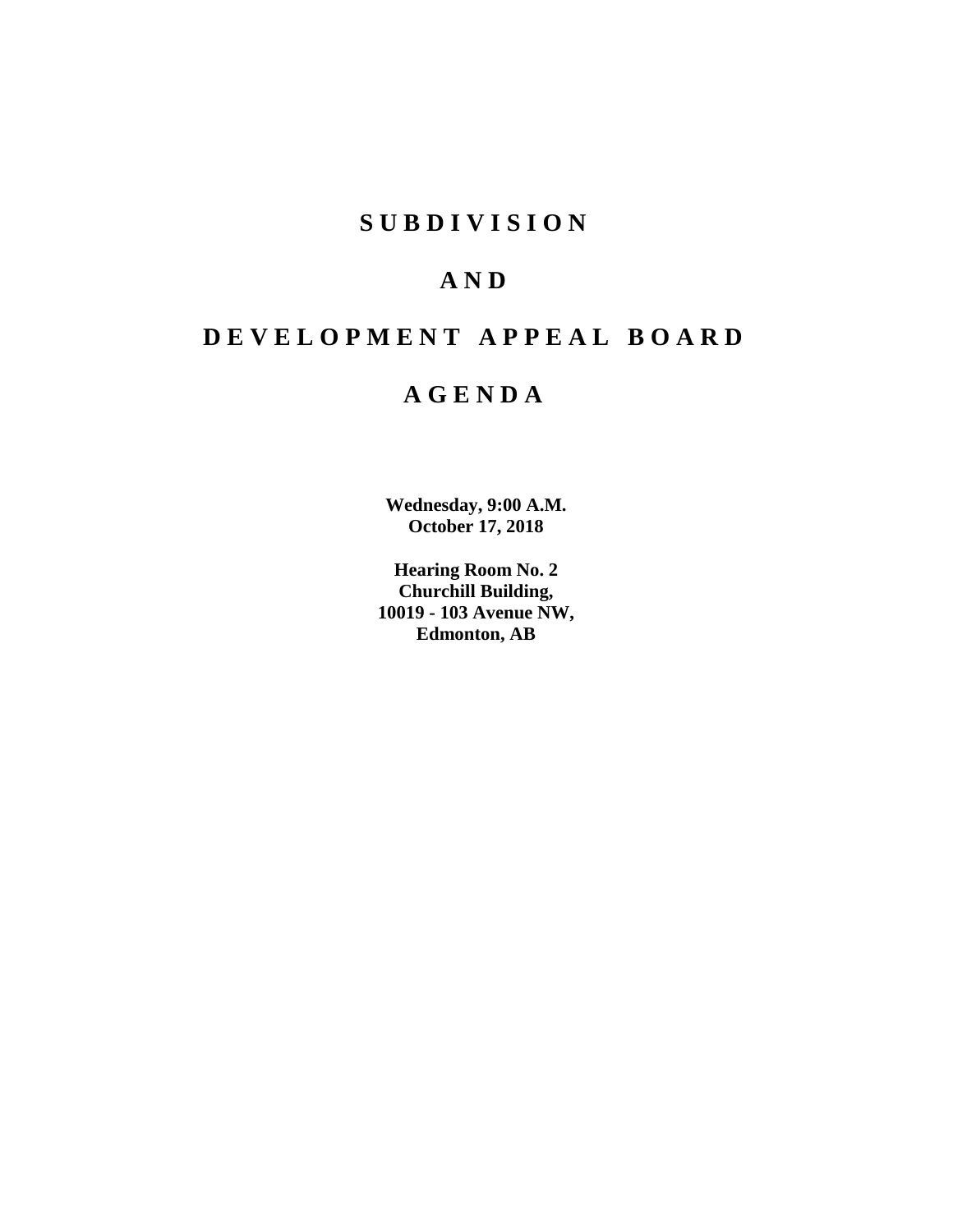# SUBDIVISION

# AND

# DEVELOPMENT APPEAL BOARD

# AGENDA

**Wednesday, 9:00 A.M.**
**October 17, 2018**

**Hearing Room No. 2**
**Churchill Building,**
**10019 - 103 Avenue NW,**
**Edmonton, AB**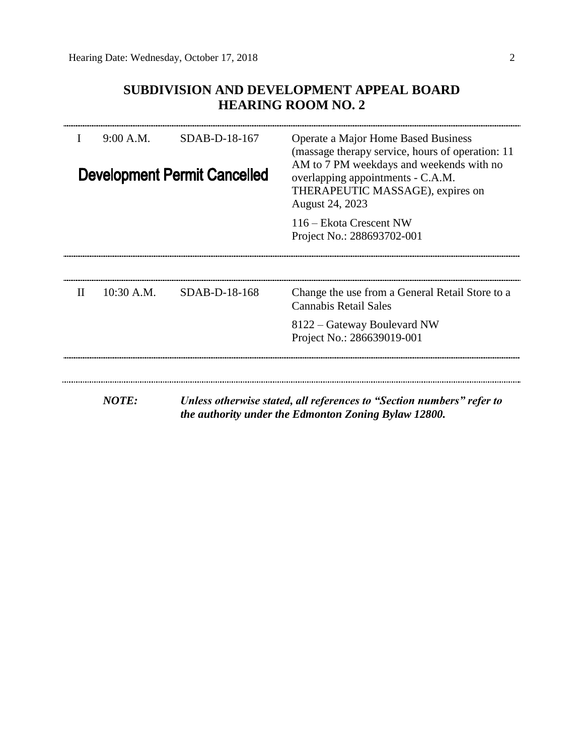## SUBDIVISION AND DEVELOPMENT APPEAL BOARD
## HEARING ROOM NO. 2

| | | | |
|---|---|---|---|
| I | 9:00 A.M. | SDAB-D-18-167 | Operate a Major Home Based Business (massage therapy service, hours of operation: 11 AM to 7 PM weekdays and weekends with no overlapping appointments - C.A.M. THERAPEUTIC MASSAGE), expires on August 24, 2023 |
| | **Development Permit Cancelled** | | 116 – Ekota Crescent NW<br>Project No.: 288693702-001 |
| II | 10:30 A.M. | SDAB-D-18-168 | Change the use from a General Retail Store to a Cannabis Retail Sales |
| | | | 8122 – Gateway Boulevard NW<br>Project No.: 286639019-001 |

***NOTE:*** ***Unless otherwise stated, all references to "Section numbers" refer to the authority under the Edmonton Zoning Bylaw 12800.***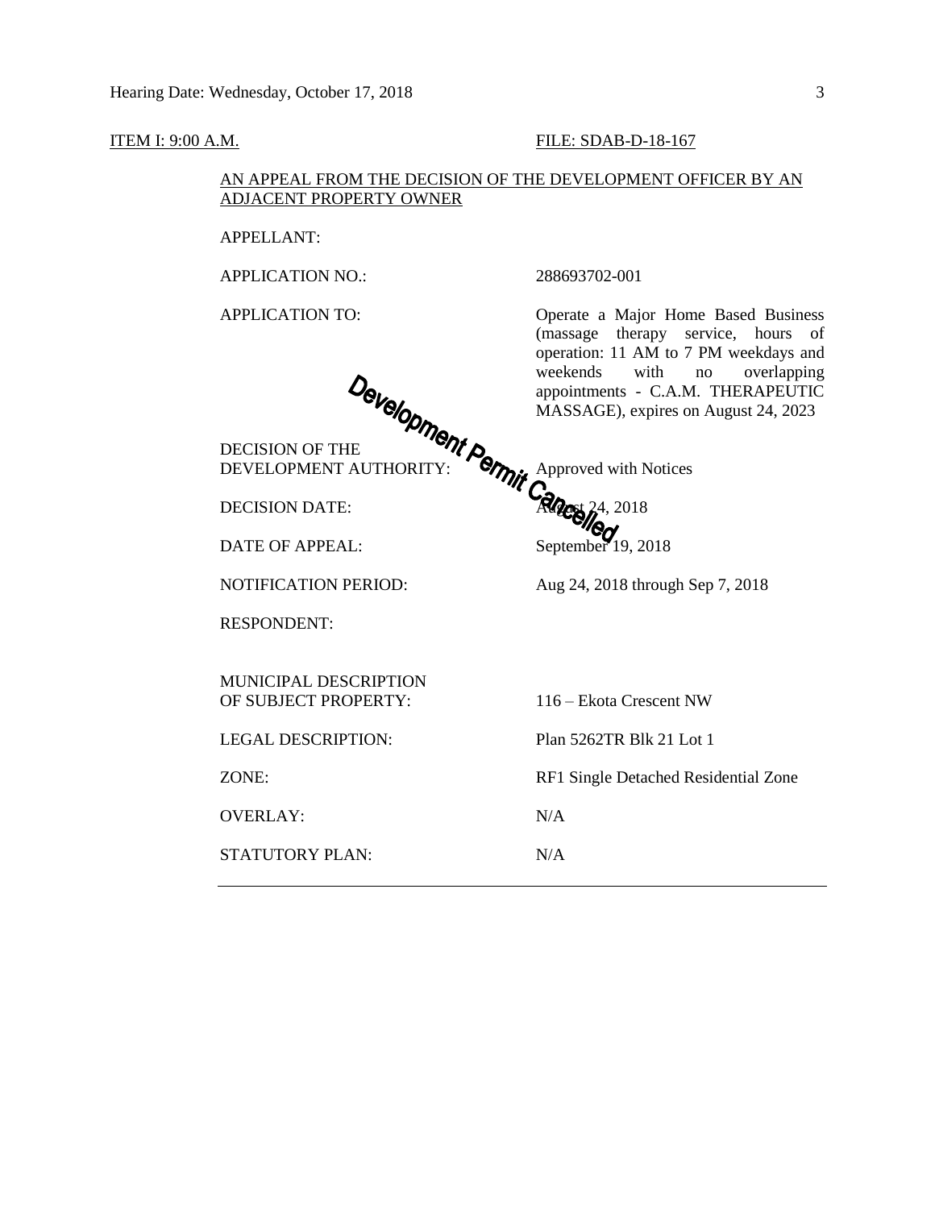ITEM I: 9:00 A.M. FILE: SDAB-D-18-167

AN APPEAL FROM THE DECISION OF THE DEVELOPMENT OFFICER BY AN ADJACENT PROPERTY OWNER

| | |
|---|---|
| APPELLANT: | |
| APPLICATION NO.: | 288693702-001 |
| APPLICATION TO: | Operate a Major Home Based Business (massage therapy service, hours of operation: 11 AM to 7 PM weekdays and weekends with no overlapping appointments - C.A.M. THERAPEUTIC MASSAGE), expires on August 24, 2023 |
| DECISION OF THE DEVELOPMENT AUTHORITY: | Approved with Notices |
| DECISION DATE: | August 24, 2018 |
| DATE OF APPEAL: | September 19, 2018 |
| NOTIFICATION PERIOD: | Aug 24, 2018 through Sep 7, 2018 |
| RESPONDENT: | |
| MUNICIPAL DESCRIPTION OF SUBJECT PROPERTY: | 116 – Ekota Crescent NW |
| LEGAL DESCRIPTION: | Plan 5262TR Blk 21 Lot 1 |
| ZONE: | RF1 Single Detached Residential Zone |
| OVERLAY: | N/A |
| STATUTORY PLAN: | N/A |

Development Permit Cancelled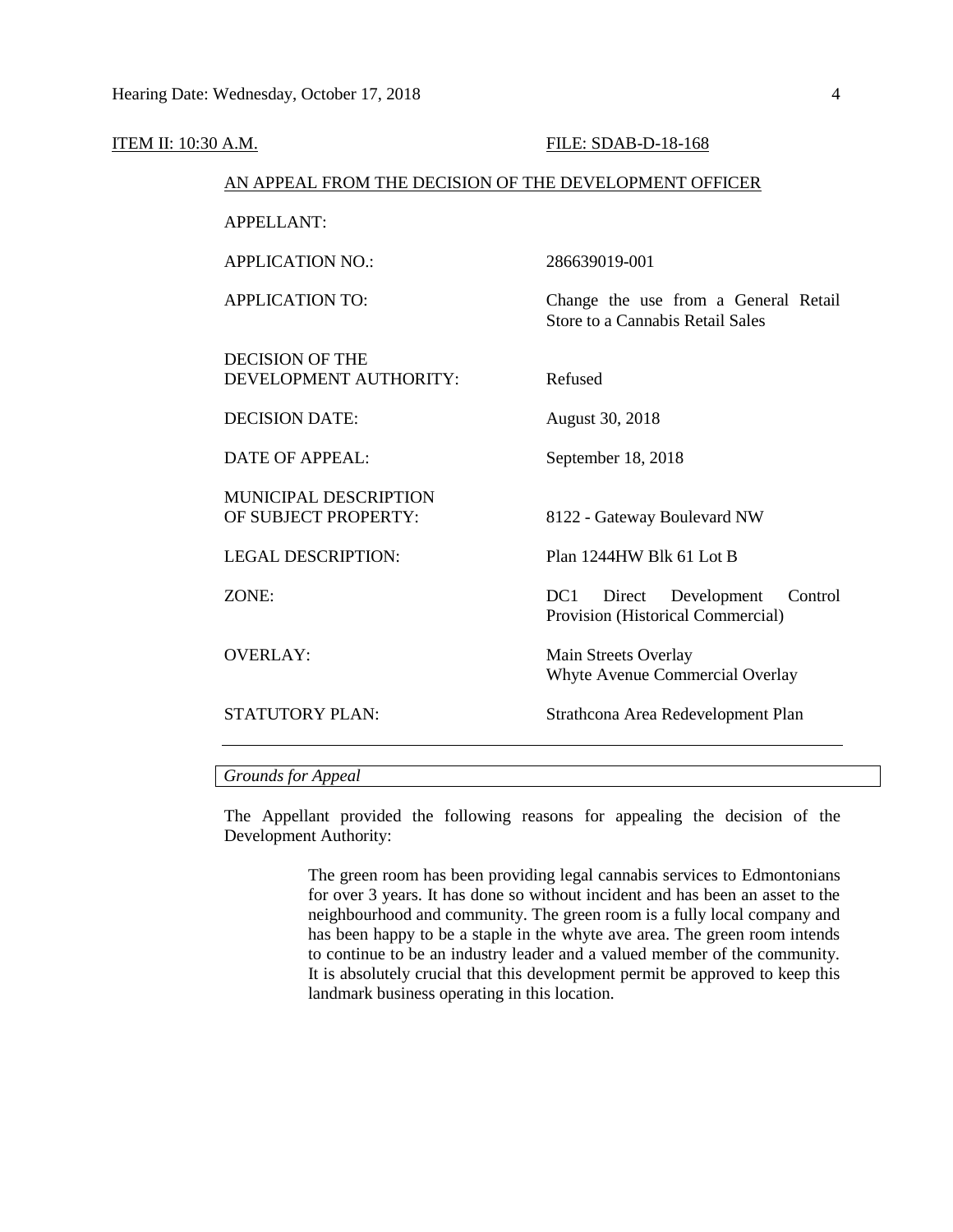ITEM II: 10:30 A.M. FILE: SDAB-D-18-168

AN APPEAL FROM THE DECISION OF THE DEVELOPMENT OFFICER

| | |
|---|---|
| APPELLANT: | |
| APPLICATION NO.: | 286639019-001 |
| APPLICATION TO: | Change the use from a General Retail Store to a Cannabis Retail Sales |
| DECISION OF THE DEVELOPMENT AUTHORITY: | Refused |
| DECISION DATE: | August 30, 2018 |
| DATE OF APPEAL: | September 18, 2018 |
| MUNICIPAL DESCRIPTION OF SUBJECT PROPERTY: | 8122 - Gateway Boulevard NW |
| LEGAL DESCRIPTION: | Plan 1244HW Blk 61 Lot B |
| ZONE: | DC1 Direct Development Control Provision (Historical Commercial) |
| OVERLAY: | Main Streets Overlay<br>Whyte Avenue Commercial Overlay |
| STATUTORY PLAN: | Strathcona Area Redevelopment Plan |

*Grounds for Appeal*

The Appellant provided the following reasons for appealing the decision of the Development Authority:

> The green room has been providing legal cannabis services to Edmontonians for over 3 years. It has done so without incident and has been an asset to the neighbourhood and community. The green room is a fully local company and has been happy to be a staple in the whyte ave area. The green room intends to continue to be an industry leader and a valued member of the community. It is absolutely crucial that this development permit be approved to keep this landmark business operating in this location.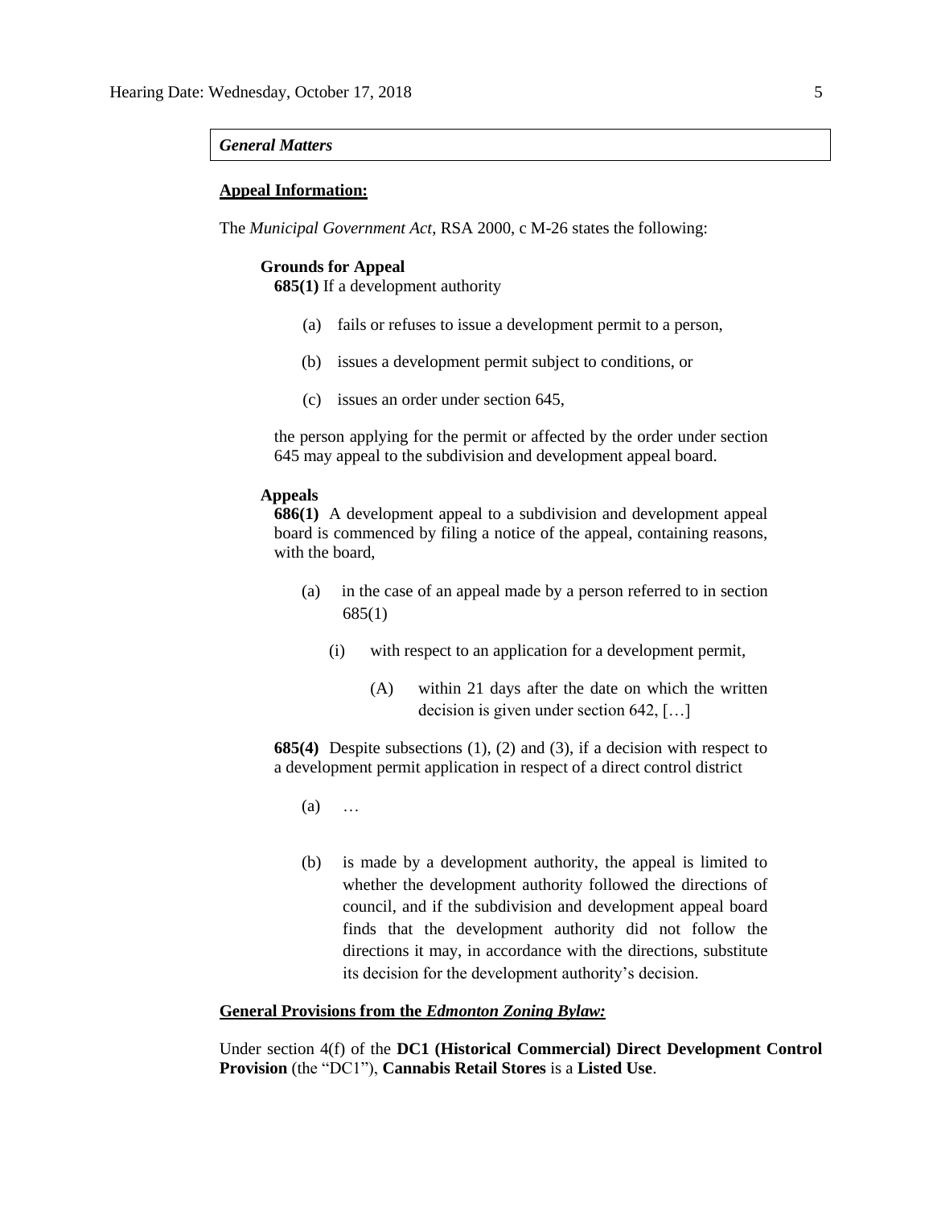***General Matters***

**Appeal Information:**

The *Municipal Government Act*, RSA 2000, c M-26 states the following:

**Grounds for Appeal**

**685(1)** If a development authority

(a) fails or refuses to issue a development permit to a person,

(b) issues a development permit subject to conditions, or

(c) issues an order under section 645,

the person applying for the permit or affected by the order under section 645 may appeal to the subdivision and development appeal board.

**Appeals**

**686(1)** A development appeal to a subdivision and development appeal board is commenced by filing a notice of the appeal, containing reasons, with the board,

(a) in the case of an appeal made by a person referred to in section 685(1)

(i) with respect to an application for a development permit,

(A) within 21 days after the date on which the written decision is given under section 642, […]

**685(4)** Despite subsections (1), (2) and (3), if a decision with respect to a development permit application in respect of a direct control district

(a) …

(b) is made by a development authority, the appeal is limited to whether the development authority followed the directions of council, and if the subdivision and development appeal board finds that the development authority did not follow the directions it may, in accordance with the directions, substitute its decision for the development authority's decision.

**General Provisions from the *Edmonton Zoning Bylaw:***

Under section 4(f) of the **DC1 (Historical Commercial) Direct Development Control Provision** (the "DC1"), **Cannabis Retail Stores** is a **Listed Use**.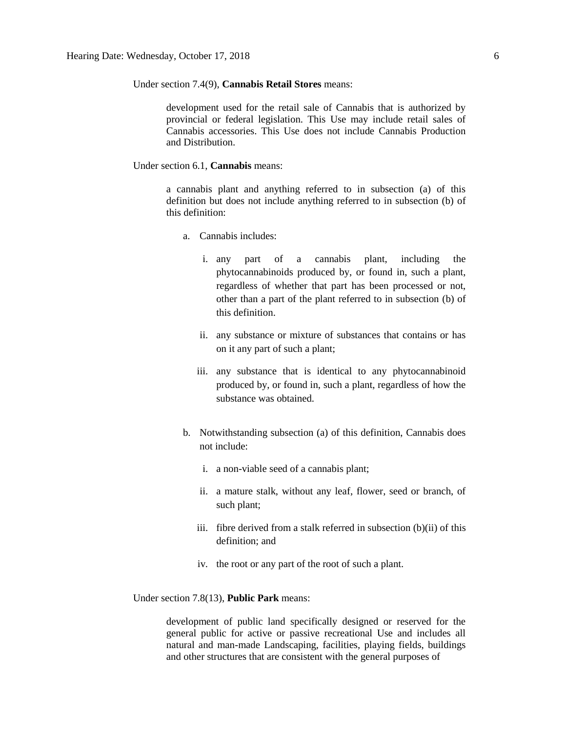Under section 7.4(9), **Cannabis Retail Stores** means:

> development used for the retail sale of Cannabis that is authorized by provincial or federal legislation. This Use may include retail sales of Cannabis accessories. This Use does not include Cannabis Production and Distribution.

Under section 6.1, **Cannabis** means:

> a cannabis plant and anything referred to in subsection (a) of this definition but does not include anything referred to in subsection (b) of this definition:
>
> a. Cannabis includes:
>
>    i. any part of a cannabis plant, including the phytocannabinoids produced by, or found in, such a plant, regardless of whether that part has been processed or not, other than a part of the plant referred to in subsection (b) of this definition.
>
>    ii. any substance or mixture of substances that contains or has on it any part of such a plant;
>
>    iii. any substance that is identical to any phytocannabinoid produced by, or found in, such a plant, regardless of how the substance was obtained.
>
> b. Notwithstanding subsection (a) of this definition, Cannabis does not include:
>
>    i. a non-viable seed of a cannabis plant;
>
>    ii. a mature stalk, without any leaf, flower, seed or branch, of such plant;
>
>    iii. fibre derived from a stalk referred in subsection (b)(ii) of this definition; and
>
>    iv. the root or any part of the root of such a plant.

Under section 7.8(13), **Public Park** means:

> development of public land specifically designed or reserved for the general public for active or passive recreational Use and includes all natural and man-made Landscaping, facilities, playing fields, buildings and other structures that are consistent with the general purposes of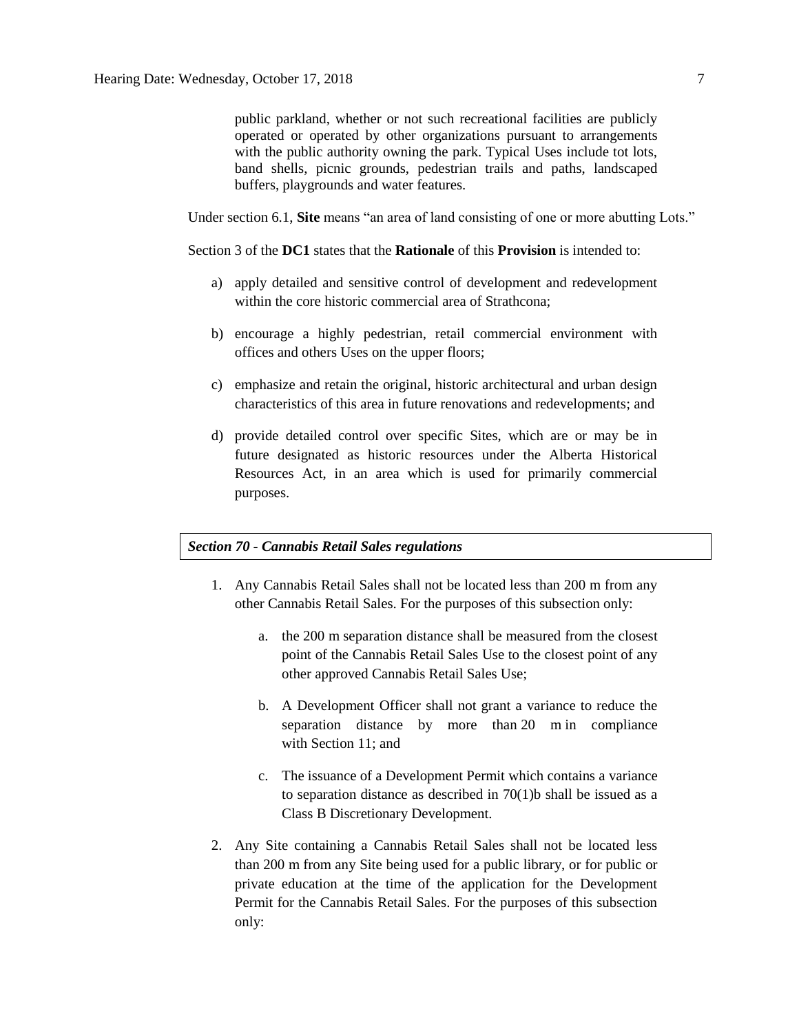public parkland, whether or not such recreational facilities are publicly operated or operated by other organizations pursuant to arrangements with the public authority owning the park. Typical Uses include tot lots, band shells, picnic grounds, pedestrian trails and paths, landscaped buffers, playgrounds and water features.

Under section 6.1, **Site** means "an area of land consisting of one or more abutting Lots."

Section 3 of the **DC1** states that the **Rationale** of this **Provision** is intended to:

a) apply detailed and sensitive control of development and redevelopment within the core historic commercial area of Strathcona;

b) encourage a highly pedestrian, retail commercial environment with offices and others Uses on the upper floors;

c) emphasize and retain the original, historic architectural and urban design characteristics of this area in future renovations and redevelopments; and

d) provide detailed control over specific Sites, which are or may be in future designated as historic resources under the Alberta Historical Resources Act, in an area which is used for primarily commercial purposes.

***Section 70 - Cannabis Retail Sales regulations***

1. Any Cannabis Retail Sales shall not be located less than 200 m from any other Cannabis Retail Sales. For the purposes of this subsection only:

    a. the 200 m separation distance shall be measured from the closest point of the Cannabis Retail Sales Use to the closest point of any other approved Cannabis Retail Sales Use;

    b. A Development Officer shall not grant a variance to reduce the separation distance by more than 20 m in compliance with Section 11; and

    c. The issuance of a Development Permit which contains a variance to separation distance as described in 70(1)b shall be issued as a Class B Discretionary Development.

2. Any Site containing a Cannabis Retail Sales shall not be located less than 200 m from any Site being used for a public library, or for public or private education at the time of the application for the Development Permit for the Cannabis Retail Sales. For the purposes of this subsection only: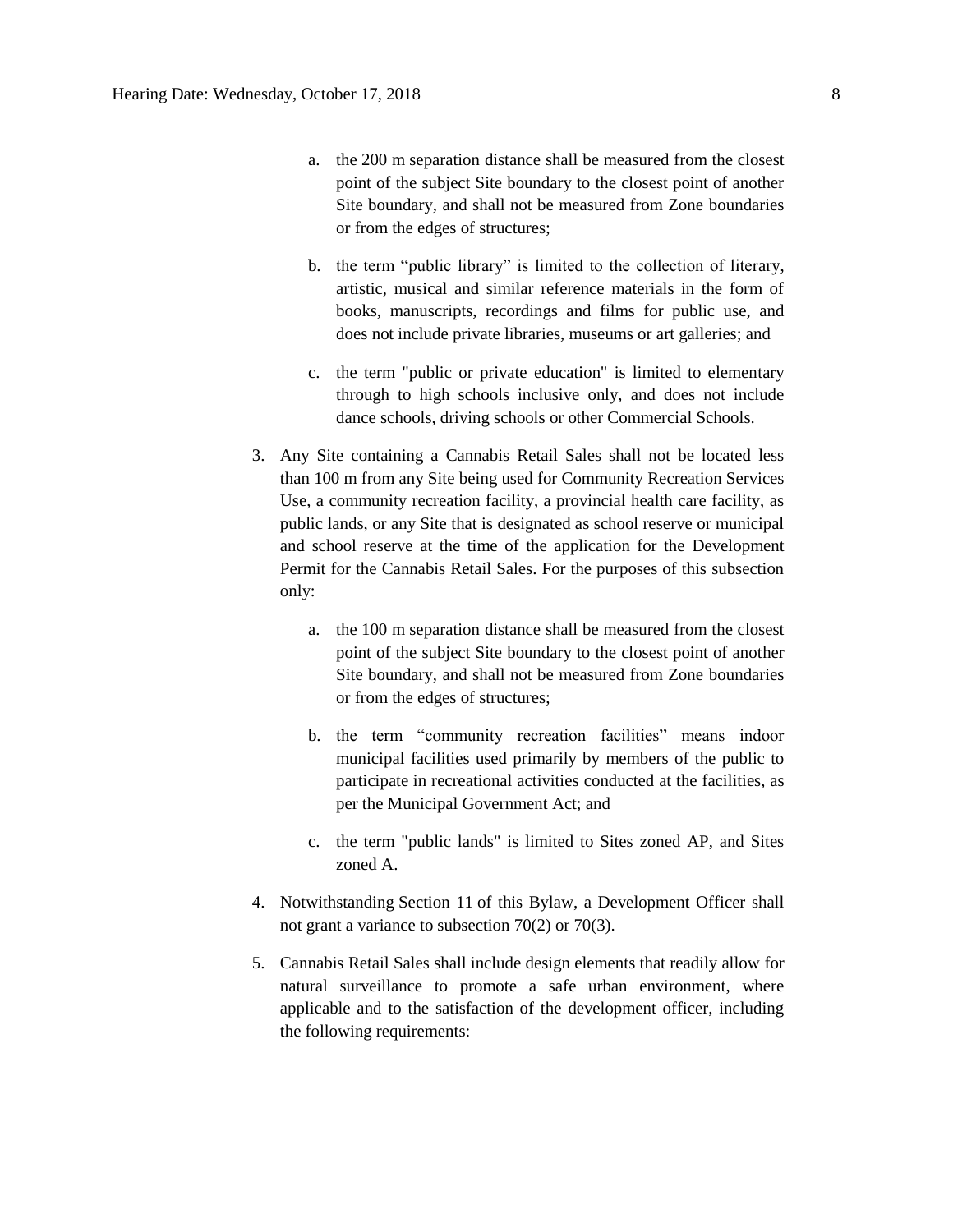a. the 200 m separation distance shall be measured from the closest point of the subject Site boundary to the closest point of another Site boundary, and shall not be measured from Zone boundaries or from the edges of structures;

b. the term "public library" is limited to the collection of literary, artistic, musical and similar reference materials in the form of books, manuscripts, recordings and films for public use, and does not include private libraries, museums or art galleries; and

c. the term "public or private education" is limited to elementary through to high schools inclusive only, and does not include dance schools, driving schools or other Commercial Schools.

3. Any Site containing a Cannabis Retail Sales shall not be located less than 100 m from any Site being used for Community Recreation Services Use, a community recreation facility, a provincial health care facility, as public lands, or any Site that is designated as school reserve or municipal and school reserve at the time of the application for the Development Permit for the Cannabis Retail Sales. For the purposes of this subsection only:

   a. the 100 m separation distance shall be measured from the closest point of the subject Site boundary to the closest point of another Site boundary, and shall not be measured from Zone boundaries or from the edges of structures;

   b. the term "community recreation facilities" means indoor municipal facilities used primarily by members of the public to participate in recreational activities conducted at the facilities, as per the Municipal Government Act; and

   c. the term "public lands" is limited to Sites zoned AP, and Sites zoned A.

4. Notwithstanding Section 11 of this Bylaw, a Development Officer shall not grant a variance to subsection 70(2) or 70(3).

5. Cannabis Retail Sales shall include design elements that readily allow for natural surveillance to promote a safe urban environment, where applicable and to the satisfaction of the development officer, including the following requirements: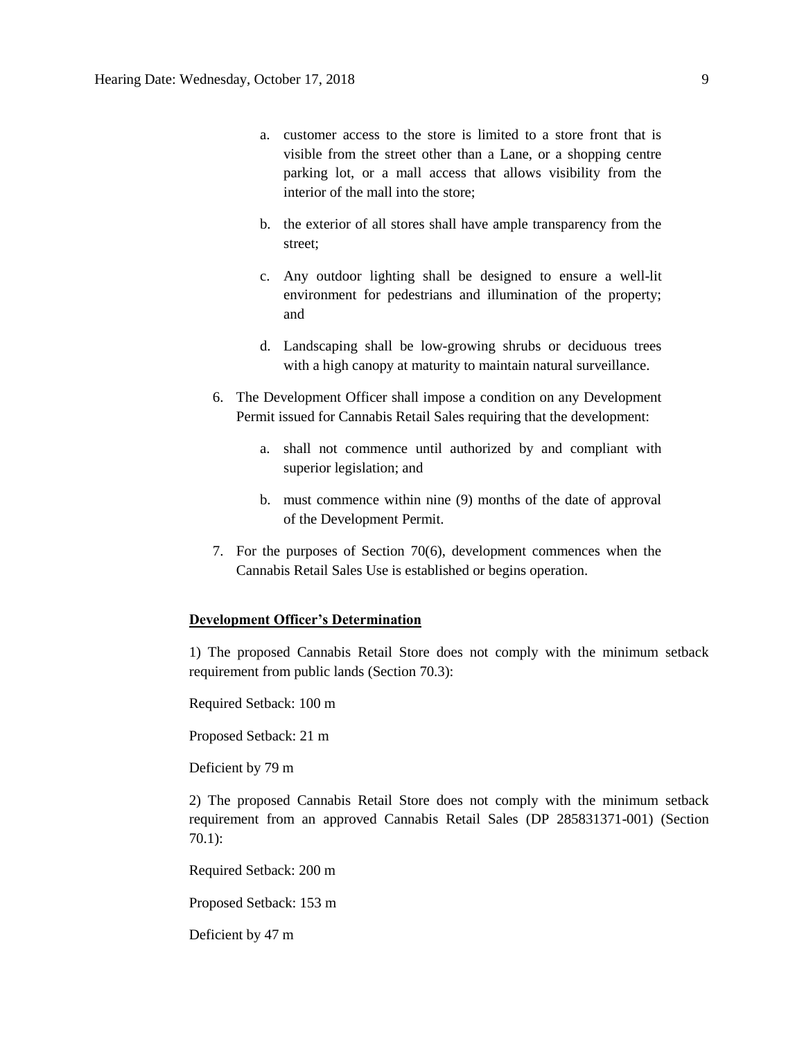a. customer access to the store is limited to a store front that is visible from the street other than a Lane, or a shopping centre parking lot, or a mall access that allows visibility from the interior of the mall into the store;

b. the exterior of all stores shall have ample transparency from the street;

c. Any outdoor lighting shall be designed to ensure a well-lit environment for pedestrians and illumination of the property; and

d. Landscaping shall be low-growing shrubs or deciduous trees with a high canopy at maturity to maintain natural surveillance.

6. The Development Officer shall impose a condition on any Development Permit issued for Cannabis Retail Sales requiring that the development:

   a. shall not commence until authorized by and compliant with superior legislation; and

   b. must commence within nine (9) months of the date of approval of the Development Permit.

7. For the purposes of Section 70(6), development commences when the Cannabis Retail Sales Use is established or begins operation.

**Development Officer's Determination**

1) The proposed Cannabis Retail Store does not comply with the minimum setback requirement from public lands (Section 70.3):

Required Setback: 100 m

Proposed Setback: 21 m

Deficient by 79 m

2) The proposed Cannabis Retail Store does not comply with the minimum setback requirement from an approved Cannabis Retail Sales (DP 285831371-001) (Section 70.1):

Required Setback: 200 m

Proposed Setback: 153 m

Deficient by 47 m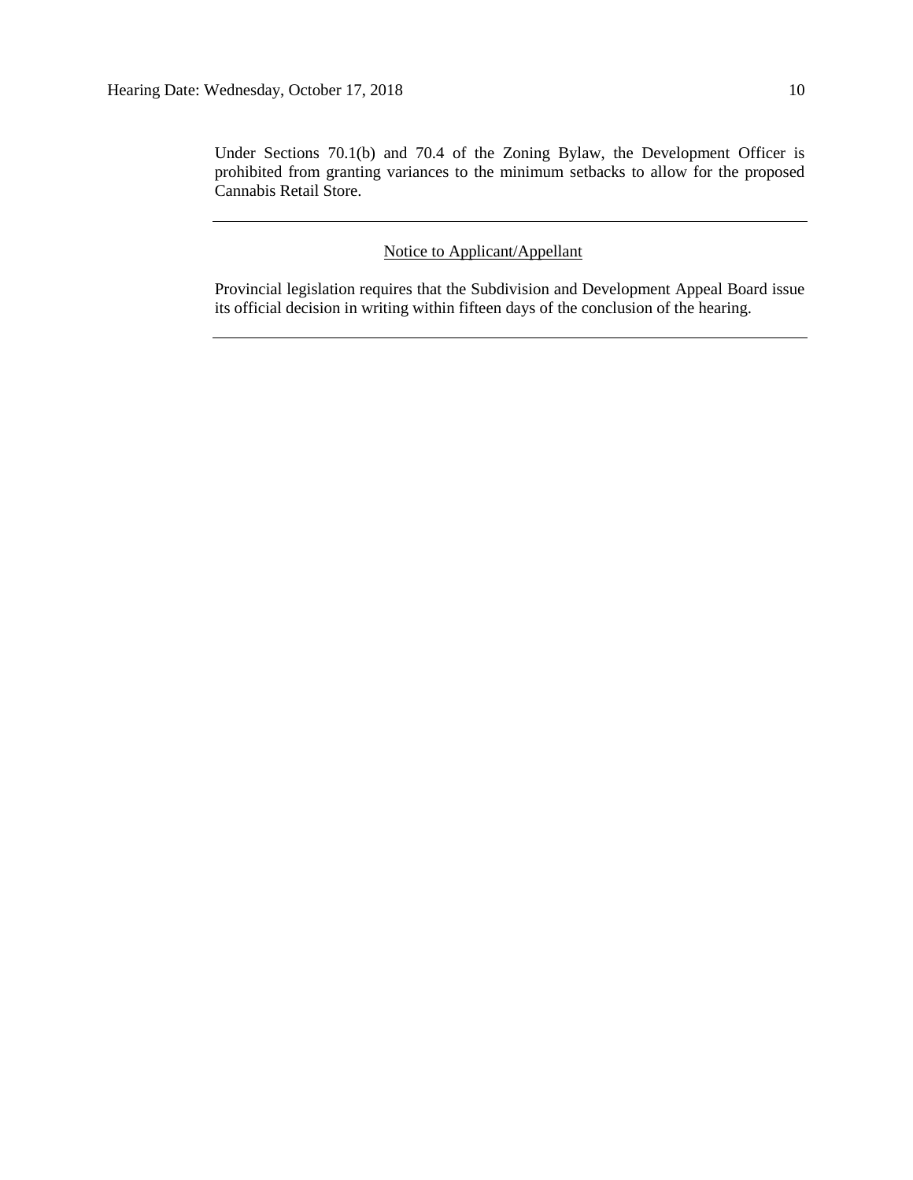Under Sections 70.1(b) and 70.4 of the Zoning Bylaw, the Development Officer is prohibited from granting variances to the minimum setbacks to allow for the proposed Cannabis Retail Store.

---

Notice to Applicant/Appellant

Provincial legislation requires that the Subdivision and Development Appeal Board issue its official decision in writing within fifteen days of the conclusion of the hearing.

---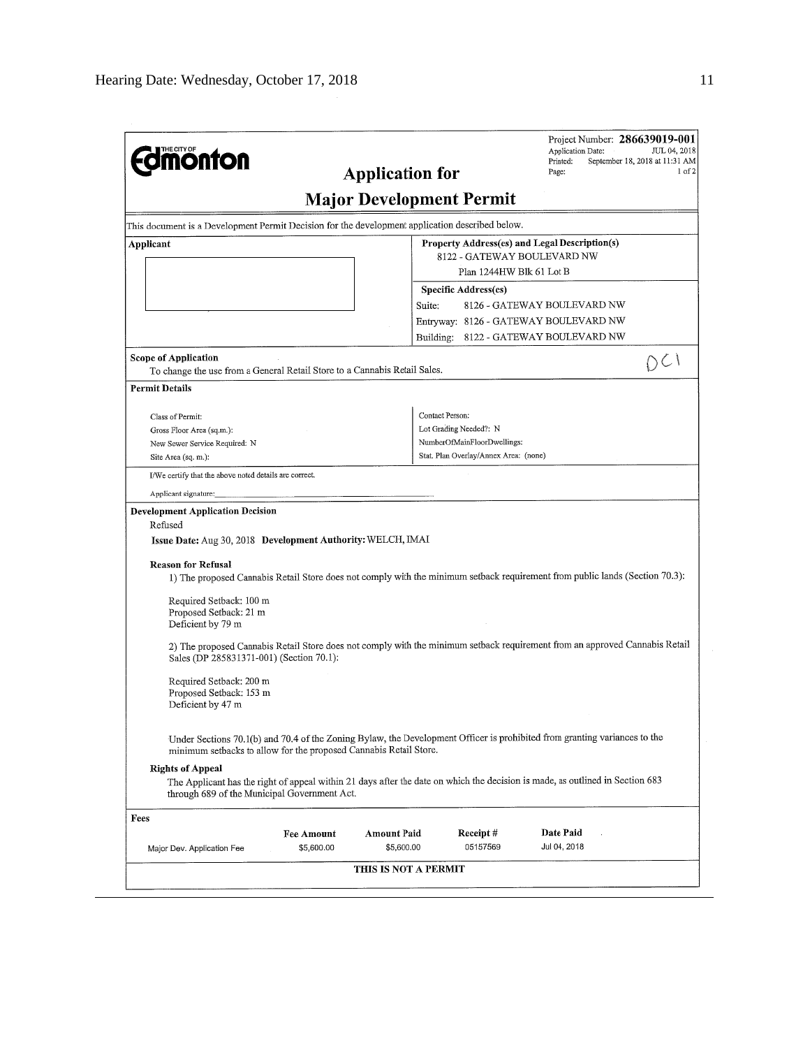Project Number: **286639019-001**
Application Date: JUL 04, 2018
Printed: September 18, 2018 at 11:31 AM
Page: 1 of 2

THE CITY OF **Edmonton**

# Application for Major Development Permit

This document is a Development Permit Decision for the development application described below.

| Applicant | Property Address(es) and Legal Description(s) |
|---|---|
| | 8122 - GATEWAY BOULEVARD NW |
| | Plan 1244HW Blk 61 Lot B |
| | **Specific Address(es)** |
| | Suite: 8126 - GATEWAY BOULEVARD NW |
| | Entryway: 8126 - GATEWAY BOULEVARD NW |
| | Building: 8122 - GATEWAY BOULEVARD NW |

**Scope of Application**

To change the use from a General Retail Store to a Cannabis Retail Sales.

DC1

**Permit Details**

| | |
|---|---|
| Class of Permit: | Contact Person: |
| Gross Floor Area (sq.m.): | Lot Grading Needed?: N |
| New Sewer Service Required: N | NumberOfMainFloorDwellings: |
| Site Area (sq. m.): | Stat. Plan Overlay/Annex Area: (none) |

I/We certify that the above noted details are correct.

Applicant signature:___________________________

**Development Application Decision**

Refused

**Issue Date:** Aug 30, 2018 **Development Authority:** WELCH, IMAI

**Reason for Refusal**

1) The proposed Cannabis Retail Store does not comply with the minimum setback requirement from public lands (Section 70.3):

Required Setback: 100 m
Proposed Setback: 21 m
Deficient by 79 m

2) The proposed Cannabis Retail Store does not comply with the minimum setback requirement from an approved Cannabis Retail Sales (DP 285831371-001) (Section 70.1):

Required Setback: 200 m
Proposed Setback: 153 m
Deficient by 47 m

Under Sections 70.1(b) and 70.4 of the Zoning Bylaw, the Development Officer is prohibited from granting variances to the minimum setbacks to allow for the proposed Cannabis Retail Store.

**Rights of Appeal**

The Applicant has the right of appeal within 21 days after the date on which the decision is made, as outlined in Section 683 through 689 of the Municipal Government Act.

**Fees**

| | Fee Amount | Amount Paid | Receipt # | Date Paid |
|---|---|---|---|---|
| Major Dev. Application Fee | $5,600.00 | $5,600.00 | 05157569 | Jul 04, 2018 |

**THIS IS NOT A PERMIT**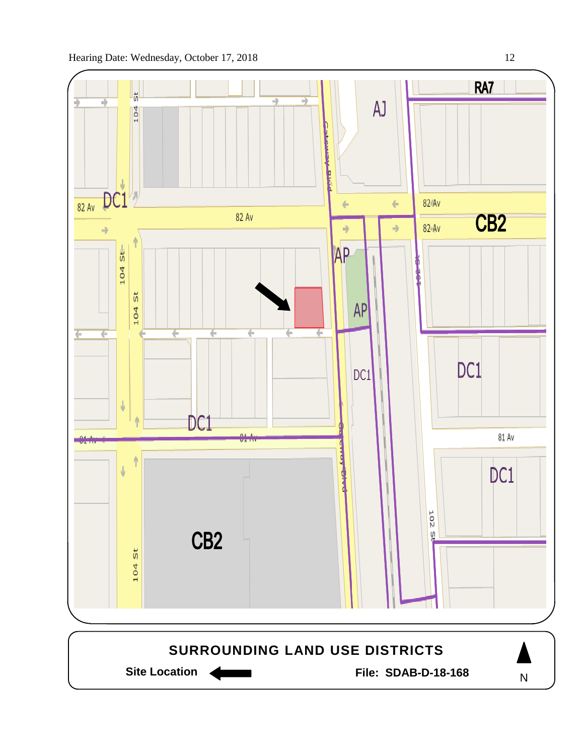RA7

AJ

DC1

82 Av

82 Av

82 Av

82 Av

CB2

104 St

AP

AP

DC1

DC1

DC1

81 Av

81 Av

81 Av

DC1

102 St

CB2

104 St

**SURROUNDING LAND USE DISTRICTS**

**Site Location**

**File: SDAB-D-18-168**

N